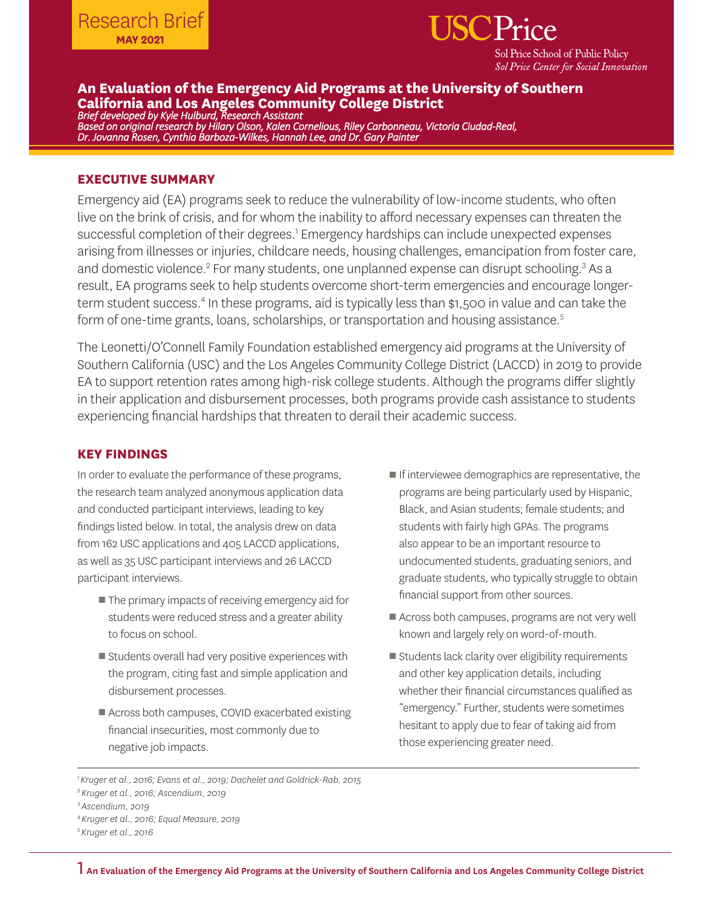Research Brief
**MAY 2021**

USC Price
Sol Price School of Public Policy
*Sol Price Center for Social Innovation*

# An Evaluation of the Emergency Aid Programs at the University of Southern California and Los Angeles Community College District

*Brief developed by Kyle Hulburd, Research Assistant*
*Based on original research by Hilary Olson, Kalen Cornelious, Riley Carbonneau, Victoria Ciudad-Real, Dr. Jovanna Rosen, Cynthia Barboza-Wilkes, Hannah Lee, and Dr. Gary Painter*

## EXECUTIVE SUMMARY

Emergency aid (EA) programs seek to reduce the vulnerability of low-income students, who often live on the brink of crisis, and for whom the inability to afford necessary expenses can threaten the successful completion of their degrees.[1] Emergency hardships can include unexpected expenses arising from illnesses or injuries, childcare needs, housing challenges, emancipation from foster care, and domestic violence.[2] For many students, one unplanned expense can disrupt schooling.[3] As a result, EA programs seek to help students overcome short-term emergencies and encourage longer-term student success.[4] In these programs, aid is typically less than $1,500 in value and can take the form of one-time grants, loans, scholarships, or transportation and housing assistance.[5]

The Leonetti/O'Connell Family Foundation established emergency aid programs at the University of Southern California (USC) and the Los Angeles Community College District (LACCD) in 2019 to provide EA to support retention rates among high-risk college students. Although the programs differ slightly in their application and disbursement processes, both programs provide cash assistance to students experiencing financial hardships that threaten to derail their academic success.

## KEY FINDINGS

In order to evaluate the performance of these programs, the research team analyzed anonymous application data and conducted participant interviews, leading to key findings listed below. In total, the analysis drew on data from 162 USC applications and 405 LACCD applications, as well as 35 USC participant interviews and 26 LACCD participant interviews.

- The primary impacts of receiving emergency aid for students were reduced stress and a greater ability to focus on school.
- Students overall had very positive experiences with the program, citing fast and simple application and disbursement processes.
- Across both campuses, COVID exacerbated existing financial insecurities, most commonly due to negative job impacts.
- If interviewee demographics are representative, the programs are being particularly used by Hispanic, Black, and Asian students; female students; and students with fairly high GPAs. The programs also appear to be an important resource to undocumented students, graduating seniors, and graduate students, who typically struggle to obtain financial support from other sources.
- Across both campuses, programs are not very well known and largely rely on word-of-mouth.
- Students lack clarity over eligibility requirements and other key application details, including whether their financial circumstances qualified as "emergency." Further, students were sometimes hesitant to apply due to fear of taking aid from those experiencing greater need.

---

[1] *Kruger et al., 2016; Evans et al., 2019; Dachelet and Goldrick-Rab, 2015*
[2] *Kruger et al., 2016; Ascendium, 2019*
[3] *Ascendium, 2019*
[4] *Kruger et al., 2016; Equal Measure, 2019*
[5] *Kruger et al., 2016*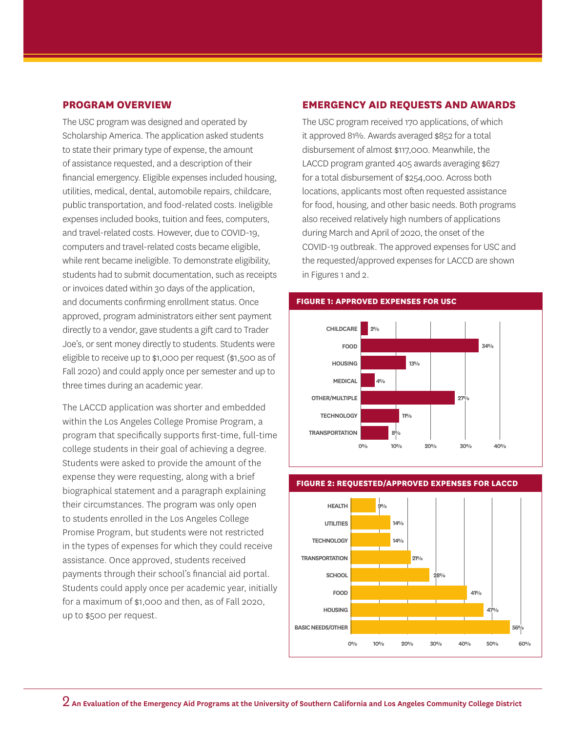## PROGRAM OVERVIEW

The USC program was designed and operated by Scholarship America. The application asked students to state their primary type of expense, the amount of assistance requested, and a description of their financial emergency. Eligible expenses included housing, utilities, medical, dental, automobile repairs, childcare, public transportation, and food-related costs. Ineligible expenses included books, tuition and fees, computers, and travel-related costs. However, due to COVID-19, computers and travel-related costs became eligible, while rent became ineligible. To demonstrate eligibility, students had to submit documentation, such as receipts or invoices dated within 30 days of the application, and documents confirming enrollment status. Once approved, program administrators either sent payment directly to a vendor, gave students a gift card to Trader Joe's, or sent money directly to students. Students were eligible to receive up to $1,000 per request ($1,500 as of Fall 2020) and could apply once per semester and up to three times during an academic year.

The LACCD application was shorter and embedded within the Los Angeles College Promise Program, a program that specifically supports first-time, full-time college students in their goal of achieving a degree. Students were asked to provide the amount of the expense they were requesting, along with a brief biographical statement and a paragraph explaining their circumstances. The program was only open to students enrolled in the Los Angeles College Promise Program, but students were not restricted in the types of expenses for which they could receive assistance. Once approved, students received payments through their school's financial aid portal. Students could apply once per academic year, initially for a maximum of $1,000 and then, as of Fall 2020, up to $500 per request.

## EMERGENCY AID REQUESTS AND AWARDS

The USC program received 170 applications, of which it approved 81%. Awards averaged $852 for a total disbursement of almost $117,000. Meanwhile, the LACCD program granted 405 awards averaging $627 for a total disbursement of $254,000. Across both locations, applicants most often requested assistance for food, housing, and other basic needs. Both programs also received relatively high numbers of applications during March and April of 2020, the onset of the COVID-19 outbreak. The approved expenses for USC and the requested/approved expenses for LACCD are shown in Figures 1 and 2.

**FIGURE 1: APPROVED EXPENSES FOR USC**

| Expense | Percent |
|---|---|
| CHILDCARE | 2% |
| FOOD | 34% |
| HOUSING | 13% |
| MEDICAL | 4% |
| OTHER/MULTIPLE | 27% |
| TECHNOLOGY | 11% |
| TRANSPORTATION | 8% |

**FIGURE 2: REQUESTED/APPROVED EXPENSES FOR LACCD**

| Expense | Percent |
|---|---|
| HEALTH | 9% |
| UTILITIES | 14% |
| TECHNOLOGY | 14% |
| TRANSPORTATION | 21% |
| SCHOOL | 28% |
| FOOD | 41% |
| HOUSING | 47% |
| BASIC NEEDS/OTHER | 56% |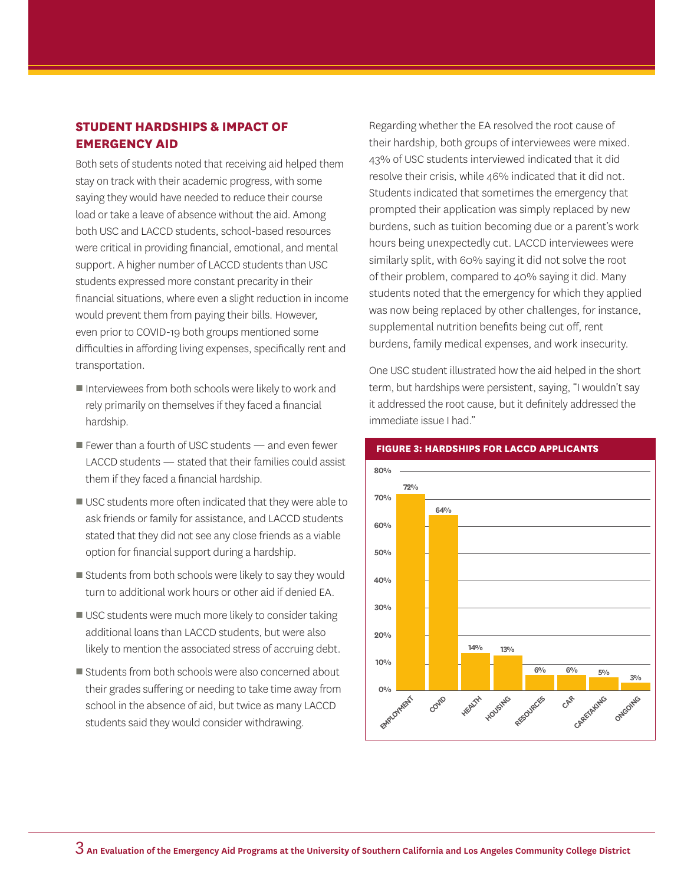## STUDENT HARDSHIPS & IMPACT OF EMERGENCY AID

Both sets of students noted that receiving aid helped them stay on track with their academic progress, with some saying they would have needed to reduce their course load or take a leave of absence without the aid. Among both USC and LACCD students, school-based resources were critical in providing financial, emotional, and mental support. A higher number of LACCD students than USC students expressed more constant precarity in their financial situations, where even a slight reduction in income would prevent them from paying their bills. However, even prior to COVID-19 both groups mentioned some difficulties in affording living expenses, specifically rent and transportation.

- Interviewees from both schools were likely to work and rely primarily on themselves if they faced a financial hardship.
- Fewer than a fourth of USC students — and even fewer LACCD students — stated that their families could assist them if they faced a financial hardship.
- USC students more often indicated that they were able to ask friends or family for assistance, and LACCD students stated that they did not see any close friends as a viable option for financial support during a hardship.
- Students from both schools were likely to say they would turn to additional work hours or other aid if denied EA.
- USC students were much more likely to consider taking additional loans than LACCD students, but were also likely to mention the associated stress of accruing debt.
- Students from both schools were also concerned about their grades suffering or needing to take time away from school in the absence of aid, but twice as many LACCD students said they would consider withdrawing.

Regarding whether the EA resolved the root cause of their hardship, both groups of interviewees were mixed. 43% of USC students interviewed indicated that it did resolve their crisis, while 46% indicated that it did not. Students indicated that sometimes the emergency that prompted their application was simply replaced by new burdens, such as tuition becoming due or a parent's work hours being unexpectedly cut. LACCD interviewees were similarly split, with 60% saying it did not solve the root of their problem, compared to 40% saying it did. Many students noted that the emergency for which they applied was now being replaced by other challenges, for instance, supplemental nutrition benefits being cut off, rent burdens, family medical expenses, and work insecurity.

One USC student illustrated how the aid helped in the short term, but hardships were persistent, saying, "I wouldn't say it addressed the root cause, but it definitely addressed the immediate issue I had."

**FIGURE 3: HARDSHIPS FOR LACCD APPLICANTS**

| Hardship | Percent |
|---|---|
| Employment | 72% |
| COVID | 64% |
| Health | 14% |
| Housing | 13% |
| Resources | 6% |
| Car | 6% |
| Caretaking | 5% |
| Ongoing | 3% |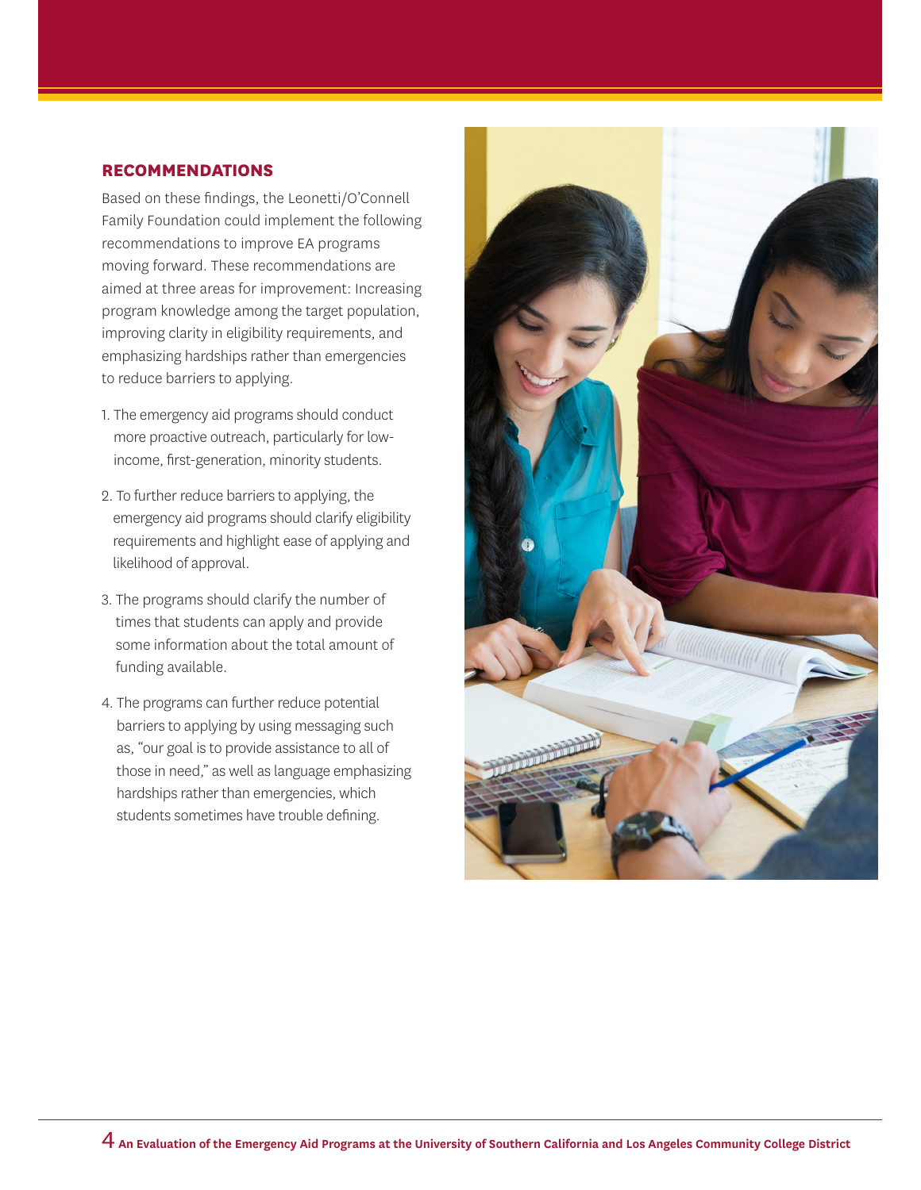## RECOMMENDATIONS

Based on these findings, the Leonetti/O'Connell Family Foundation could implement the following recommendations to improve EA programs moving forward. These recommendations are aimed at three areas for improvement: Increasing program knowledge among the target population, improving clarity in eligibility requirements, and emphasizing hardships rather than emergencies to reduce barriers to applying.

1. The emergency aid programs should conduct more proactive outreach, particularly for low-income, first-generation, minority students.
2. To further reduce barriers to applying, the emergency aid programs should clarify eligibility requirements and highlight ease of applying and likelihood of approval.
3. The programs should clarify the number of times that students can apply and provide some information about the total amount of funding available.
4. The programs can further reduce potential barriers to applying by using messaging such as, "our goal is to provide assistance to all of those in need," as well as language emphasizing hardships rather than emergencies, which students sometimes have trouble defining.